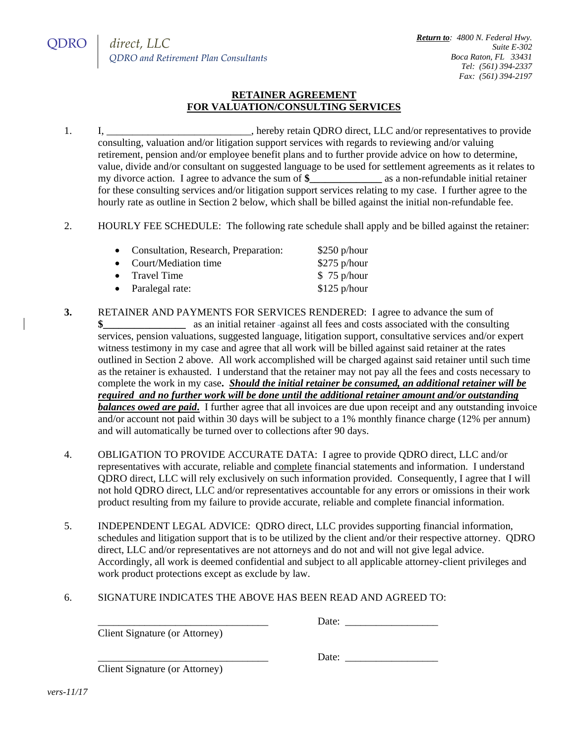QDRO | *direct, LLC*
*QDRO and Retirement Plan Consultants*

***Return to**: 4800 N. Federal Hwy.*
*Suite E-302*
*Boca Raton, FL 33431*
*Tel: (561) 394-2337*
*Fax: (561) 394-2197*

## RETAINER AGREEMENT
## FOR VALUATION/CONSULTING SERVICES

1. I, ____________________________, hereby retain QDRO direct, LLC and/or representatives to provide consulting, valuation and/or litigation support services with regards to reviewing and/or valuing retirement, pension and/or employee benefit plans and to further provide advice on how to determine, value, divide and/or consultant on suggested language to be used for settlement agreements as it relates to my divorce action. I agree to advance the sum of **$______________** as a non-refundable initial retainer for these consulting services and/or litigation support services relating to my case. I further agree to the hourly rate as outline in Section 2 below, which shall be billed against the initial non-refundable fee.

2. HOURLY FEE SCHEDULE: The following rate schedule shall apply and be billed against the retainer:

   - Consultation, Research, Preparation: $250 p/hour
   - Court/Mediation time $275 p/hour
   - Travel Time $ 75 p/hour
   - Paralegal rate: $125 p/hour

3. RETAINER AND PAYMENTS FOR SERVICES RENDERED: I agree to advance the sum of **$________________** as an initial retainer against all fees and costs associated with the consulting services, pension valuations, suggested language, litigation support, consultative services and/or expert witness testimony in my case and agree that all work will be billed against said retainer at the rates outlined in Section 2 above. All work accomplished will be charged against said retainer until such time as the retainer is exhausted. I understand that the retainer may not pay all the fees and costs necessary to complete the work in my case**. *Should the initial retainer be consumed, an additional retainer will be required and no further work will be done until the additional retainer amount and/or outstanding balances owed are paid*.** I further agree that all invoices are due upon receipt and any outstanding invoice and/or account not paid within 30 days will be subject to a 1% monthly finance charge (12% per annum) and will automatically be turned over to collections after 90 days.

4. OBLIGATION TO PROVIDE ACCURATE DATA: I agree to provide QDRO direct, LLC and/or representatives with accurate, reliable and complete financial statements and information. I understand QDRO direct, LLC will rely exclusively on such information provided. Consequently, I agree that I will not hold QDRO direct, LLC and/or representatives accountable for any errors or omissions in their work product resulting from my failure to provide accurate, reliable and complete financial information.

5. INDEPENDENT LEGAL ADVICE: QDRO direct, LLC provides supporting financial information, schedules and litigation support that is to be utilized by the client and/or their respective attorney. QDRO direct, LLC and/or representatives are not attorneys and do not and will not give legal advice. Accordingly, all work is deemed confidential and subject to all applicable attorney-client privileges and work product protections except as exclude by law.

6. SIGNATURE INDICATES THE ABOVE HAS BEEN READ AND AGREED TO:

_________________________________ Date: __________________
Client Signature (or Attorney)

_________________________________ Date: __________________
Client Signature (or Attorney)

*vers-11/17*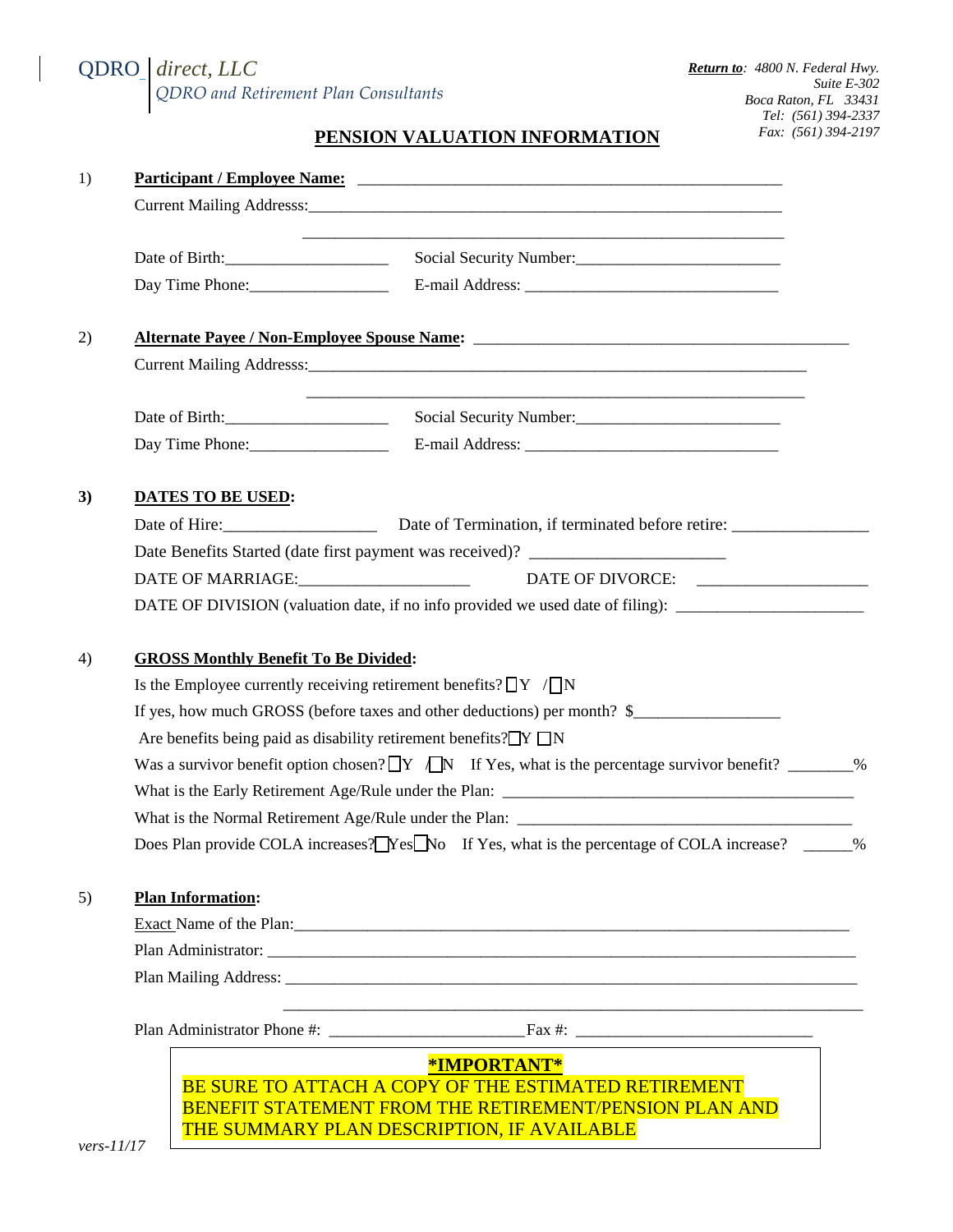QDRO *direct, LLC*
*QDRO and Retirement Plan Consultants*

***Return to***: *4800 N. Federal Hwy.*
*Suite E-302*
*Boca Raton, FL 33431*
*Tel: (561) 394-2337*
*Fax: (561) 394-2197*

# PENSION VALUATION INFORMATION

1) **Participant / Employee Name:** ___________________________________________

Current Mailing Addresss:_______________________________________________

_______________________________________________

Date of Birth:__________________ Social Security Number:______________________

Day Time Phone:________________ E-mail Address: ___________________________

2) **Alternate Payee / Non-Employee Spouse Name:** _____________________________________

Current Mailing Addresss:_______________________________________________

_______________________________________________

Date of Birth:__________________ Social Security Number:______________________

Day Time Phone:________________ E-mail Address: ___________________________

**3) DATES TO BE USED:**

Date of Hire:_________________ Date of Termination, if terminated before retire: _______________

Date Benefits Started (date first payment was received)? ______________________

DATE OF MARRIAGE:___________________ DATE OF DIVORCE: ___________________

DATE OF DIVISION (valuation date, if no info provided we used date of filing): _____________________

4) **GROSS Monthly Benefit To Be Divided:**

Is the Employee currently receiving retirement benefits? ☐Y / ☐N

If yes, how much GROSS (before taxes and other deductions) per month? $________________

Are benefits being paid as disability retirement benefits? ☐Y ☐N

Was a survivor benefit option chosen? ☐Y / ☐N If Yes, what is the percentage survivor benefit? _______%

What is the Early Retirement Age/Rule under the Plan: ________________________________________

What is the Normal Retirement Age/Rule under the Plan: ______________________________________

Does Plan provide COLA increases? ☐Yes ☐No If Yes, what is the percentage of COLA increase? _____%

5) **Plan Information:**

Exact Name of the Plan:____________________________________________________________

Plan Administrator: _______________________________________________________________

Plan Mailing Address: _____________________________________________________________

_____________________________________________________________

Plan Administrator Phone #: ______________________Fax #: __________________________

**\*IMPORTANT\***

BE SURE TO ATTACH A COPY OF THE ESTIMATED RETIREMENT BENEFIT STATEMENT FROM THE RETIREMENT/PENSION PLAN AND THE SUMMARY PLAN DESCRIPTION, IF AVAILABLE

*vers-11/17*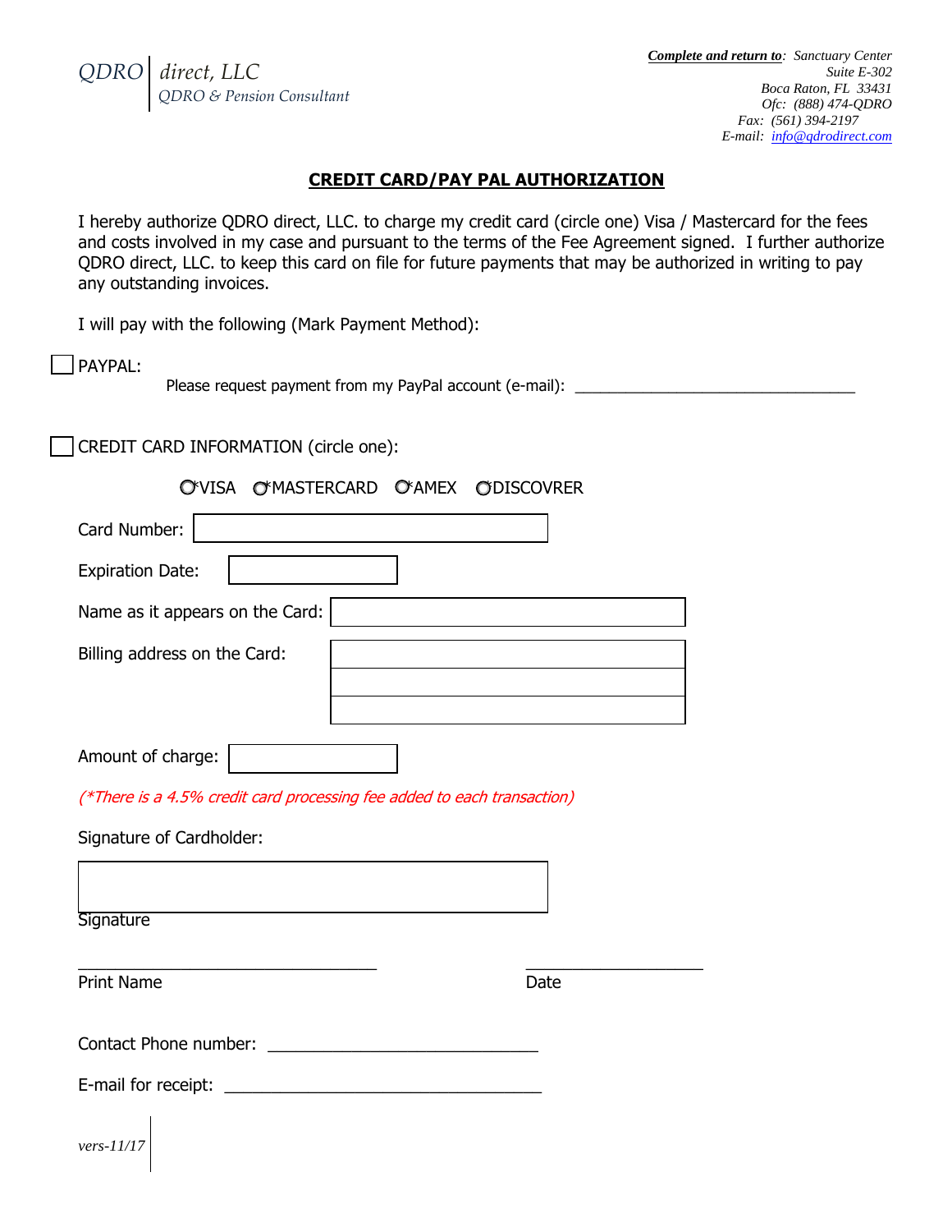QDRO | direct, LLC
QDRO & Pension Consultant

***Complete and return to***: *Sanctuary Center*
*Suite E-302*
*Boca Raton, FL 33431*
*Ofc: (888) 474-QDRO*
*Fax: (561) 394-2197*
*E-mail: info@qdrodirect.com*

## CREDIT CARD/PAY PAL AUTHORIZATION

I hereby authorize QDRO direct, LLC. to charge my credit card (circle one) Visa / Mastercard for the fees and costs involved in my case and pursuant to the terms of the Fee Agreement signed. I further authorize QDRO direct, LLC. to keep this card on file for future payments that may be authorized in writing to pay any outstanding invoices.

I will pay with the following (Mark Payment Method):

☐ PAYPAL:

Please request payment from my PayPal account (e-mail): ________________________________

☐ CREDIT CARD INFORMATION (circle one):

○ VISA ○ MASTERCARD ○ AMEX ○ DISCOVRER

Card Number: ____________________

Expiration Date: ____________________

Name as it appears on the Card: ____________________

Billing address on the Card: ____________________

____________________

____________________

Amount of charge: ____________________

*(\*There is a 4.5% credit card processing fee added to each transaction)*

Signature of Cardholder:

____________________
Signature

________________________________ ____________________
Print Name Date

Contact Phone number: ______________________________

E-mail for receipt: ____________________________________

*vers-11/17*